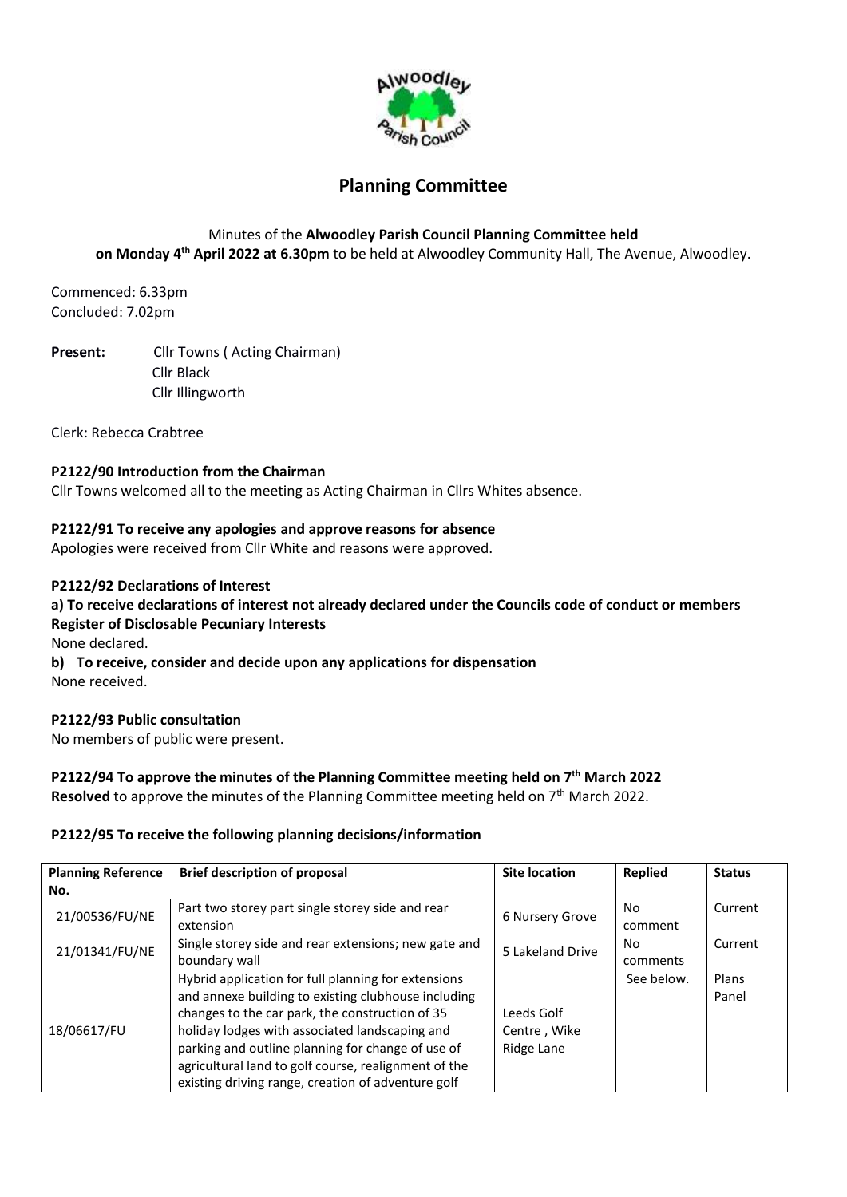# Planning Committee

Minutes of the **Alwoodley Parish Council Planning Committee held on Monday 4th April 2022 at 6.30pm** to be held at Alwoodley Community Hall, The Avenue, Alwoodley.

Commenced: 6.33pm
Concluded: 7.02pm

**Present:** Cllr Towns ( Acting Chairman)
Cllr Black
Cllr Illingworth

Clerk: Rebecca Crabtree

**P2122/90 Introduction from the Chairman**

Cllr Towns welcomed all to the meeting as Acting Chairman in Cllrs Whites absence.

**P2122/91 To receive any apologies and approve reasons for absence**

Apologies were received from Cllr White and reasons were approved.

**P2122/92 Declarations of Interest**

**a) To receive declarations of interest not already declared under the Councils code of conduct or members Register of Disclosable Pecuniary Interests**

None declared.

**b) To receive, consider and decide upon any applications for dispensation**

None received.

**P2122/93 Public consultation**

No members of public were present.

**P2122/94 To approve the minutes of the Planning Committee meeting held on 7th March 2022**

**Resolved** to approve the minutes of the Planning Committee meeting held on 7th March 2022.

**P2122/95 To receive the following planning decisions/information**

| Planning Reference No. | Brief description of proposal | Site location | Replied | Status |
|---|---|---|---|---|
| 21/00536/FU/NE | Part two storey part single storey side and rear extension | 6 Nursery Grove | No comment | Current |
| 21/01341/FU/NE | Single storey side and rear extensions; new gate and boundary wall | 5 Lakeland Drive | No comments | Current |
| 18/06617/FU | Hybrid application for full planning for extensions and annexe building to existing clubhouse including changes to the car park, the construction of 35 holiday lodges with associated landscaping and parking and outline planning for change of use of agricultural land to golf course, realignment of the existing driving range, creation of adventure golf | Leeds Golf Centre , Wike Ridge Lane | See below. | Plans Panel |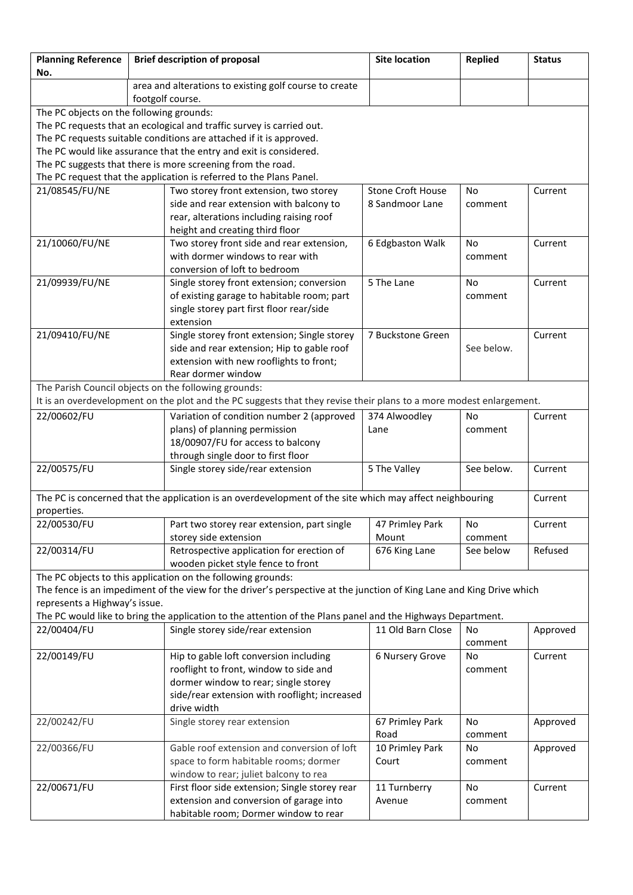| Planning Reference No. | Brief description of proposal | Site location | Replied | Status |
|---|---|---|---|---|
| | area and alterations to existing golf course to create footgolf course. | | | |
| The PC objects on the following grounds:<br>The PC requests that an ecological and traffic survey is carried out.<br>The PC requests suitable conditions are attached if it is approved.<br>The PC would like assurance that the entry and exit is considered.<br>The PC suggests that there is more screening from the road.<br>The PC request that the application is referred to the Plans Panel. | | | | |
| 21/08545/FU/NE | Two storey front extension, two storey side and rear extension with balcony to rear, alterations including raising roof height and creating third floor | Stone Croft House 8 Sandmoor Lane | No comment | Current |
| 21/10060/FU/NE | Two storey front side and rear extension, with dormer windows to rear with conversion of loft to bedroom | 6 Edgbaston Walk | No comment | Current |
| 21/09939/FU/NE | Single storey front extension; conversion of existing garage to habitable room; part single storey part first floor rear/side extension | 5 The Lane | No comment | Current |
| 21/09410/FU/NE | Single storey front extension; Single storey side and rear extension; Hip to gable roof extension with new rooflights to front; Rear dormer window | 7 Buckstone Green | See below. | Current |
| The Parish Council objects on the following grounds:<br>It is an overdevelopment on the plot and the PC suggests that they revise their plans to a more modest enlargement. | | | | |
| 22/00602/FU | Variation of condition number 2 (approved plans) of planning permission 18/00907/FU for access to balcony through single door to first floor | 374 Alwoodley Lane | No comment | Current |
| 22/00575/FU | Single storey side/rear extension | 5 The Valley | See below. | Current |
| The PC is concerned that the application is an overdevelopment of the site which may affect neighbouring properties. | | | | Current |
| 22/00530/FU | Part two storey rear extension, part single storey side extension | 47 Primley Park Mount | No comment | Current |
| 22/00314/FU | Retrospective application for erection of wooden picket style fence to front | 676 King Lane | See below | Refused |
| The PC objects to this application on the following grounds:<br>The fence is an impediment of the view for the driver's perspective at the junction of King Lane and King Drive which represents a Highway's issue.<br>The PC would like to bring the application to the attention of the Plans panel and the Highways Department. | | | | |
| 22/00404/FU | Single storey side/rear extension | 11 Old Barn Close | No comment | Approved |
| 22/00149/FU | Hip to gable loft conversion including rooflight to front, window to side and dormer window to rear; single storey side/rear extension with rooflight; increased drive width | 6 Nursery Grove | No comment | Current |
| 22/00242/FU | Single storey rear extension | 67 Primley Park Road | No comment | Approved |
| 22/00366/FU | Gable roof extension and conversion of loft space to form habitable rooms; dormer window to rear; juliet balcony to rea | 10 Primley Park Court | No comment | Approved |
| 22/00671/FU | First floor side extension; Single storey rear extension and conversion of garage into habitable room; Dormer window to rear | 11 Turnberry Avenue | No comment | Current |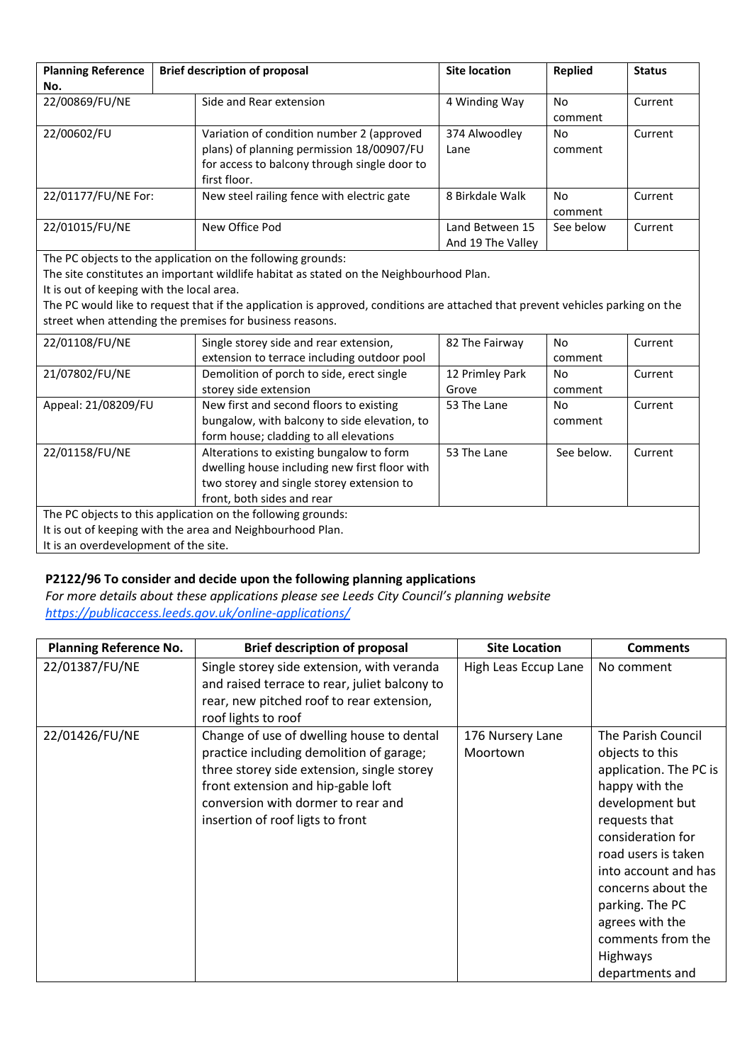| Planning Reference No. | Brief description of proposal | Site location | Replied | Status |
|---|---|---|---|---|
| 22/00869/FU/NE | Side and Rear extension | 4 Winding Way | No comment | Current |
| 22/00602/FU | Variation of condition number 2 (approved plans) of planning permission 18/00907/FU for access to balcony through single door to first floor. | 374 Alwoodley Lane | No comment | Current |
| 22/01177/FU/NE For: | New steel railing fence with electric gate | 8 Birkdale Walk | No comment | Current |
| 22/01015/FU/NE | New Office Pod | Land Between 15 And 19 The Valley | See below | Current |
| The PC objects to the application on the following grounds: The site constitutes an important wildlife habitat as stated on the Neighbourhood Plan. It is out of keeping with the local area. The PC would like to request that if the application is approved, conditions are attached that prevent vehicles parking on the street when attending the premises for business reasons. | | | | |
| 22/01108/FU/NE | Single storey side and rear extension, extension to terrace including outdoor pool | 82 The Fairway | No comment | Current |
| 21/07802/FU/NE | Demolition of porch to side, erect single storey side extension | 12 Primley Park Grove | No comment | Current |
| Appeal: 21/08209/FU | New first and second floors to existing bungalow, with balcony to side elevation, to form house; cladding to all elevations | 53 The Lane | No comment | Current |
| 22/01158/FU/NE | Alterations to existing bungalow to form dwelling house including new first floor with two storey and single storey extension to front, both sides and rear | 53 The Lane | See below. | Current |
| The PC objects to this application on the following grounds: It is out of keeping with the area and Neighbourhood Plan. It is an overdevelopment of the site. | | | | |

**P2122/96 To consider and decide upon the following planning applications**

*For more details about these applications please see Leeds City Council's planning website* *https://publicaccess.leeds.gov.uk/online-applications/*

| Planning Reference No. | Brief description of proposal | Site Location | Comments |
|---|---|---|---|
| 22/01387/FU/NE | Single storey side extension, with veranda and raised terrace to rear, juliet balcony to rear, new pitched roof to rear extension, roof lights to roof | High Leas Eccup Lane | No comment |
| 22/01426/FU/NE | Change of use of dwelling house to dental practice including demolition of garage; three storey side extension, single storey front extension and hip-gable loft conversion with dormer to rear and insertion of roof ligts to front | 176 Nursery Lane Moortown | The Parish Council objects to this application. The PC is happy with the development but requests that consideration for road users is taken into account and has concerns about the parking. The PC agrees with the comments from the Highways departments and |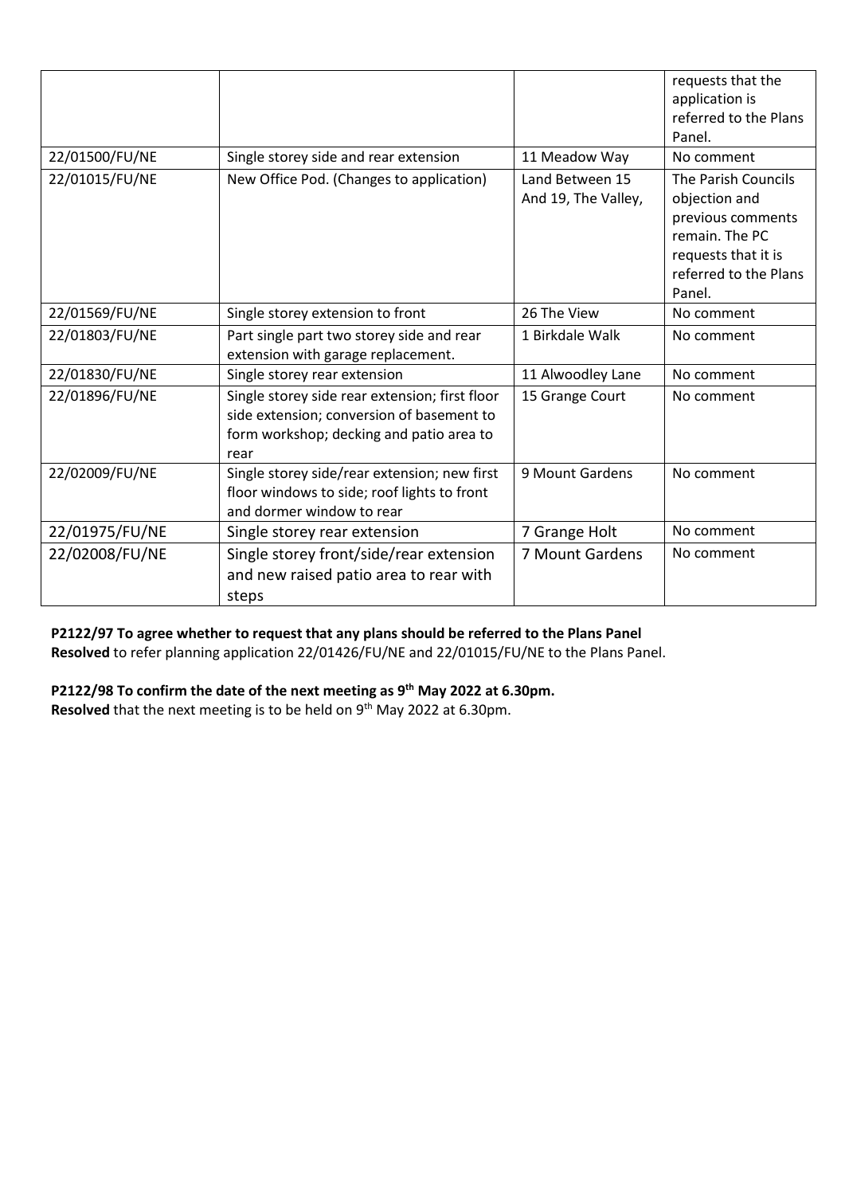| | | | |
|---|---|---|---|
| | | | requests that the application is referred to the Plans Panel. |
| 22/01500/FU/NE | Single storey side and rear extension | 11 Meadow Way | No comment |
| 22/01015/FU/NE | New Office Pod. (Changes to application) | Land Between 15 And 19, The Valley, | The Parish Councils objection and previous comments remain. The PC requests that it is referred to the Plans Panel. |
| 22/01569/FU/NE | Single storey extension to front | 26 The View | No comment |
| 22/01803/FU/NE | Part single part two storey side and rear extension with garage replacement. | 1 Birkdale Walk | No comment |
| 22/01830/FU/NE | Single storey rear extension | 11 Alwoodley Lane | No comment |
| 22/01896/FU/NE | Single storey side rear extension; first floor side extension; conversion of basement to form workshop; decking and patio area to rear | 15 Grange Court | No comment |
| 22/02009/FU/NE | Single storey side/rear extension; new first floor windows to side; roof lights to front and dormer window to rear | 9 Mount Gardens | No comment |
| 22/01975/FU/NE | Single storey rear extension | 7 Grange Holt | No comment |
| 22/02008/FU/NE | Single storey front/side/rear extension and new raised patio area to rear with steps | 7 Mount Gardens | No comment |

**P2122/97 To agree whether to request that any plans should be referred to the Plans Panel**
**Resolved** to refer planning application 22/01426/FU/NE and 22/01015/FU/NE to the Plans Panel.

**P2122/98 To confirm the date of the next meeting as 9th May 2022 at 6.30pm.**
**Resolved** that the next meeting is to be held on 9th May 2022 at 6.30pm.